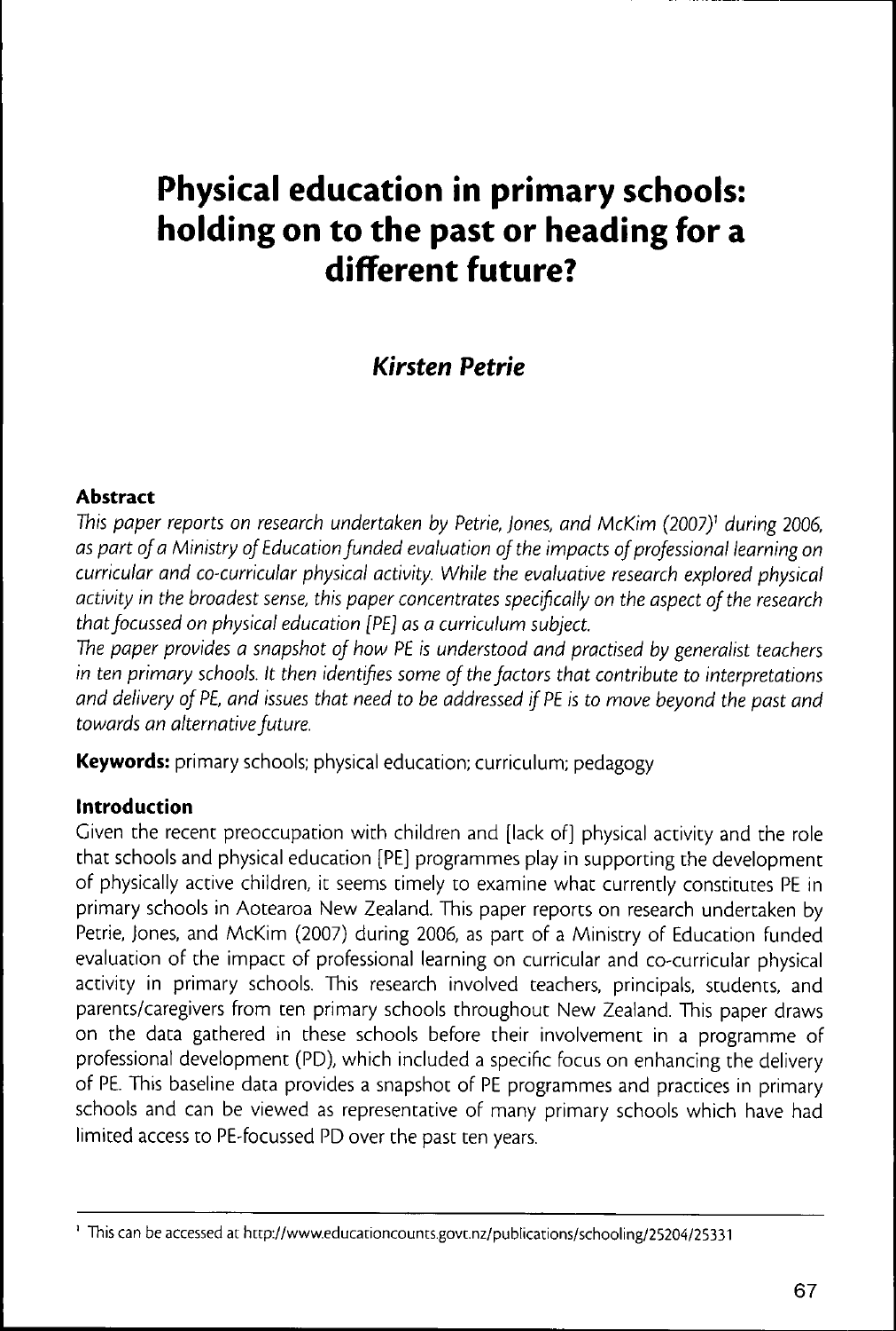# Physical education in primary schools: holding on to the past or heading for a different future?

## *Kirsten Petrie*

### Abstract

*This paper reports on research undertaken by Petrie, Jones, and McKim (2007)*[1] *during 2006, as part of a Ministry of Education funded evaluation of the impacts of professional learning on curricular and co-curricular physical activity. While the evaluative research explored physical activity in the broadest sense, this paper concentrates specifically on the aspect of the research that focussed on physical education [PE] as a curriculum subject.*

*The paper provides a snapshot of how PE is understood and practised by generalist teachers in ten primary schools. It then identifies some of the factors that contribute to interpretations and delivery of PE, and issues that need to be addressed if PE is to move beyond the past and towards an alternative future.*

**Keywords:** primary schools; physical education; curriculum; pedagogy

### Introduction

Given the recent preoccupation with children and [lack of] physical activity and the role that schools and physical education [PE] programmes play in supporting the development of physically active children, it seems timely to examine what currently constitutes PE in primary schools in Aotearoa New Zealand. This paper reports on research undertaken by Petrie, Jones, and McKim (2007) during 2006, as part of a Ministry of Education funded evaluation of the impact of professional learning on curricular and co-curricular physical activity in primary schools. This research involved teachers, principals, students, and parents/caregivers from ten primary schools throughout New Zealand. This paper draws on the data gathered in these schools before their involvement in a programme of professional development (PD), which included a specific focus on enhancing the delivery of PE. This baseline data provides a snapshot of PE programmes and practices in primary schools and can be viewed as representative of many primary schools which have had limited access to PE-focussed PD over the past ten years.

---

[1] This can be accessed at http://www.educationcounts.govt.nz/publications/schooling/25204/25331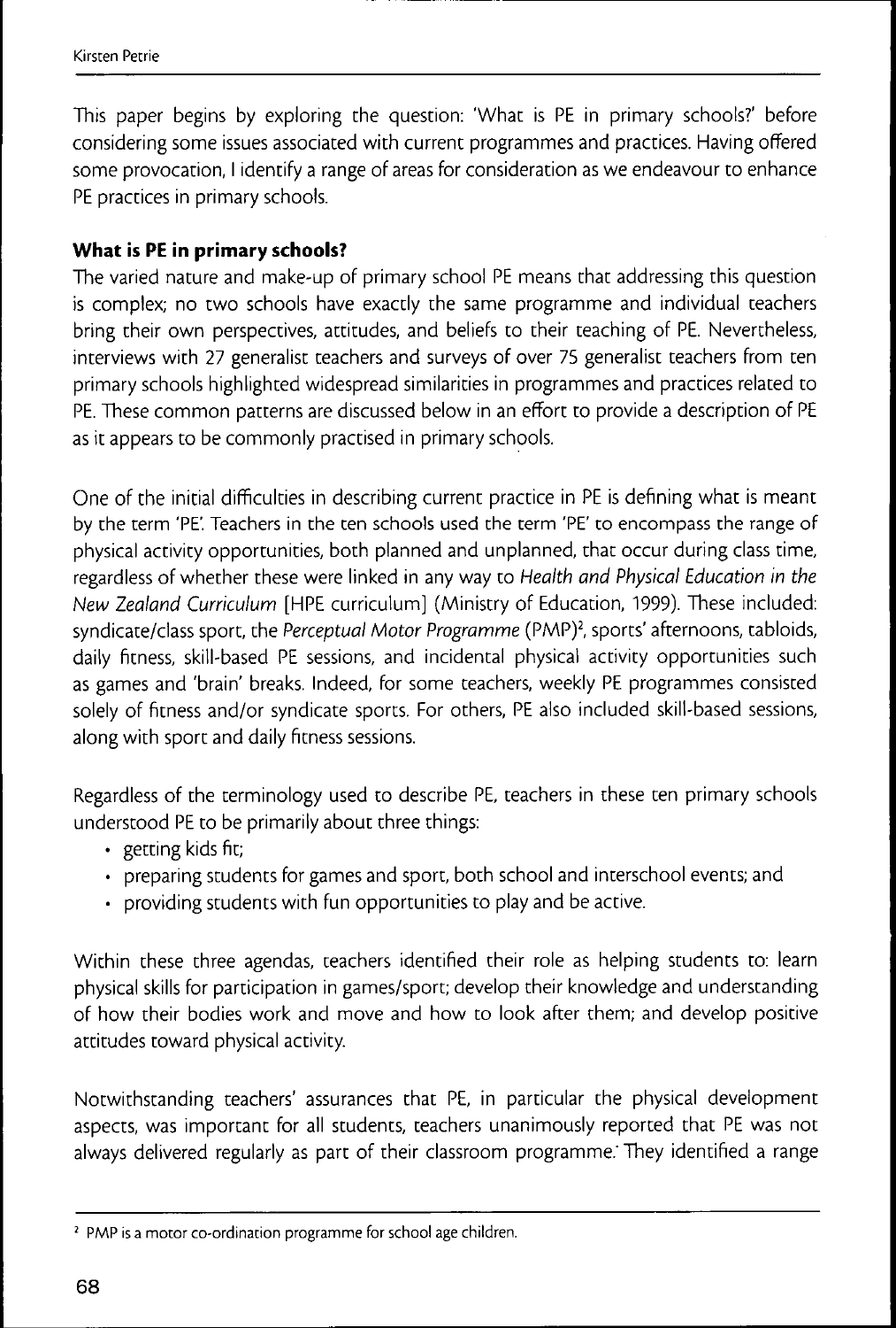This paper begins by exploring the question: 'What is PE in primary schools?' before considering some issues associated with current programmes and practices. Having offered some provocation, I identify a range of areas for consideration as we endeavour to enhance PE practices in primary schools.

**What is PE in primary schools?**

The varied nature and make-up of primary school PE means that addressing this question is complex; no two schools have exactly the same programme and individual teachers bring their own perspectives, attitudes, and beliefs to their teaching of PE. Nevertheless, interviews with 27 generalist teachers and surveys of over 75 generalist teachers from ten primary schools highlighted widespread similarities in programmes and practices related to PE. These common patterns are discussed below in an effort to provide a description of PE as it appears to be commonly practised in primary schools.

One of the initial difficulties in describing current practice in PE is defining what is meant by the term 'PE'. Teachers in the ten schools used the term 'PE' to encompass the range of physical activity opportunities, both planned and unplanned, that occur during class time, regardless of whether these were linked in any way to *Health and Physical Education in the New Zealand Curriculum* [HPE curriculum] (Ministry of Education, 1999). These included: syndicate/class sport, the *Perceptual Motor Programme* (PMP)[2], sports' afternoons, tabloids, daily fitness, skill-based PE sessions, and incidental physical activity opportunities such as games and 'brain' breaks. Indeed, for some teachers, weekly PE programmes consisted solely of fitness and/or syndicate sports. For others, PE also included skill-based sessions, along with sport and daily fitness sessions.

Regardless of the terminology used to describe PE, teachers in these ten primary schools understood PE to be primarily about three things:

- getting kids fit;
- preparing students for games and sport, both school and interschool events; and
- providing students with fun opportunities to play and be active.

Within these three agendas, teachers identified their role as helping students to: learn physical skills for participation in games/sport; develop their knowledge and understanding of how their bodies work and move and how to look after them; and develop positive attitudes toward physical activity.

Notwithstanding teachers' assurances that PE, in particular the physical development aspects, was important for all students, teachers unanimously reported that PE was not always delivered regularly as part of their classroom programme. They identified a range

[2] PMP is a motor co-ordination programme for school age children.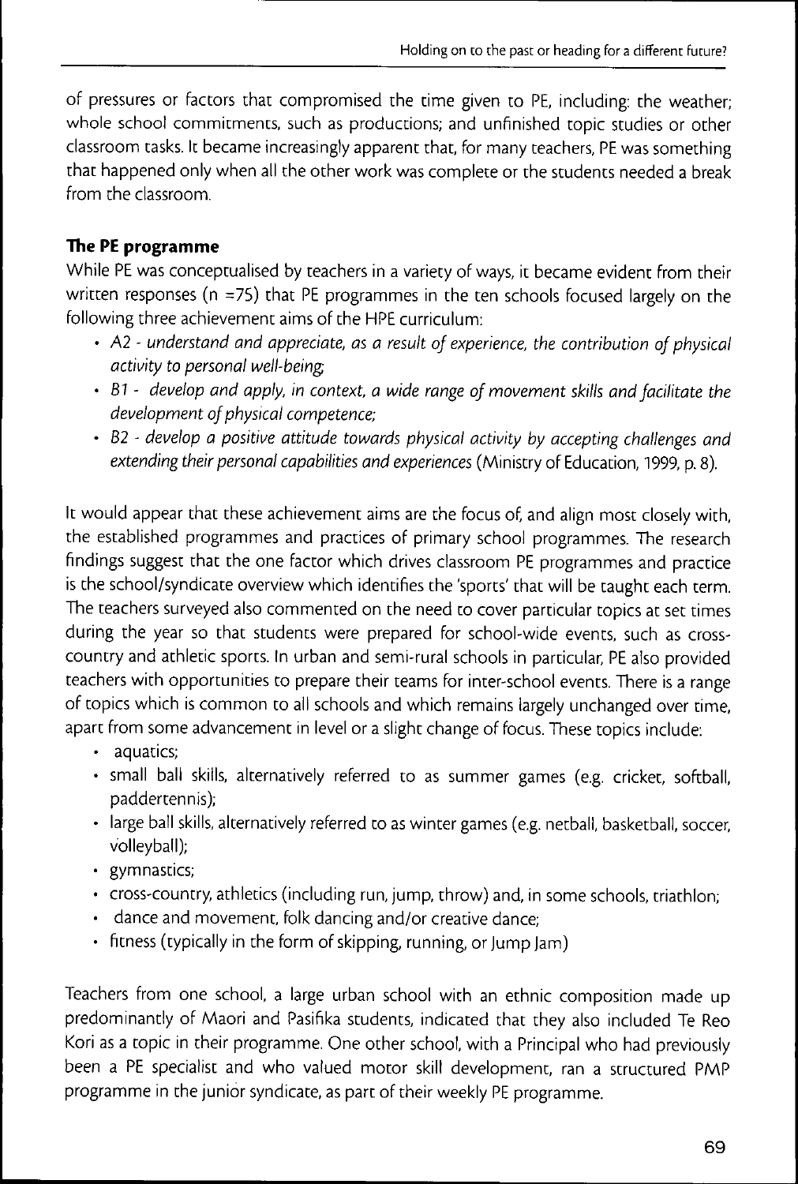of pressures or factors that compromised the time given to PE, including: the weather; whole school commitments, such as productions; and unfinished topic studies or other classroom tasks. It became increasingly apparent that, for many teachers, PE was something that happened only when all the other work was complete or the students needed a break from the classroom.

### The PE programme

While PE was conceptualised by teachers in a variety of ways, it became evident from their written responses (n =75) that PE programmes in the ten schools focused largely on the following three achievement aims of the HPE curriculum:

- A2 - *understand and appreciate, as a result of experience, the contribution of physical activity to personal well-being;*
- B1 - *develop and apply, in context, a wide range of movement skills and facilitate the development of physical competence;*
- B2 - *develop a positive attitude towards physical activity by accepting challenges and extending their personal capabilities and experiences* (Ministry of Education, 1999, p. 8).

It would appear that these achievement aims are the focus of, and align most closely with, the established programmes and practices of primary school programmes. The research findings suggest that the one factor which drives classroom PE programmes and practice is the school/syndicate overview which identifies the 'sports' that will be taught each term. The teachers surveyed also commented on the need to cover particular topics at set times during the year so that students were prepared for school-wide events, such as cross-country and athletic sports. In urban and semi-rural schools in particular, PE also provided teachers with opportunities to prepare their teams for inter-school events. There is a range of topics which is common to all schools and which remains largely unchanged over time, apart from some advancement in level or a slight change of focus. These topics include:

- aquatics;
- small ball skills, alternatively referred to as summer games (e.g. cricket, softball, paddertennis);
- large ball skills, alternatively referred to as winter games (e.g. netball, basketball, soccer, volleyball);
- gymnastics;
- cross-country, athletics (including run, jump, throw) and, in some schools, triathlon;
- dance and movement, folk dancing and/or creative dance;
- fitness (typically in the form of skipping, running, or Jump Jam)

Teachers from one school, a large urban school with an ethnic composition made up predominantly of Maori and Pasifika students, indicated that they also included Te Reo Kori as a topic in their programme. One other school, with a Principal who had previously been a PE specialist and who valued motor skill development, ran a structured PMP programme in the junior syndicate, as part of their weekly PE programme.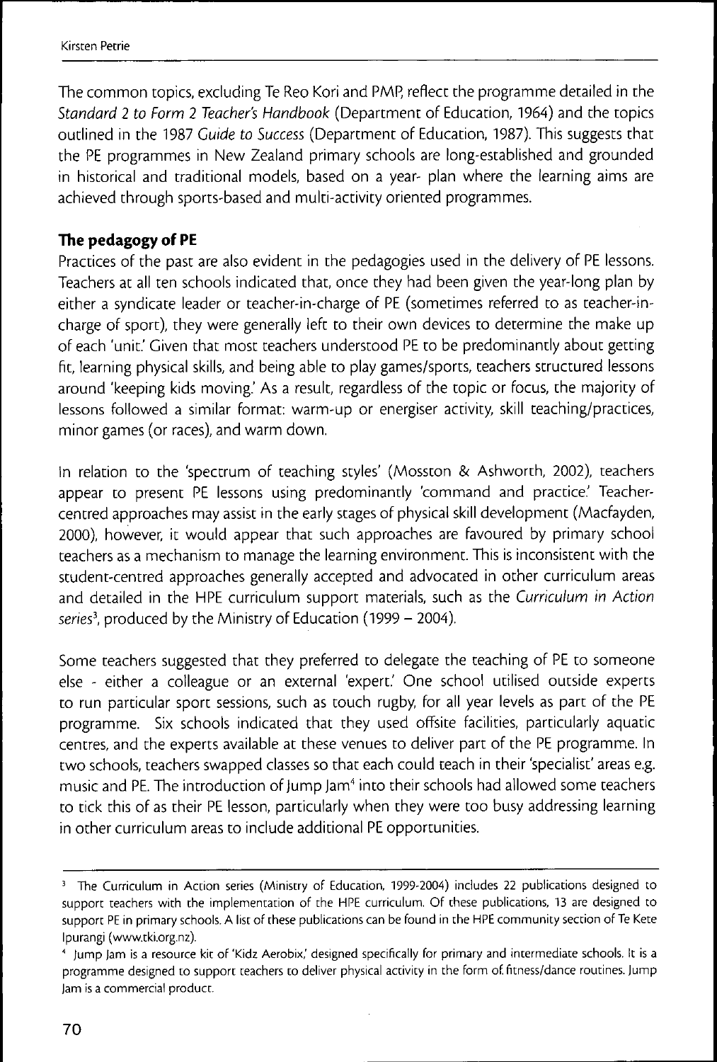The common topics, excluding Te Reo Kori and PMP, reflect the programme detailed in the *Standard 2 to Form 2 Teacher's Handbook* (Department of Education, 1964) and the topics outlined in the 1987 *Guide to Success* (Department of Education, 1987). This suggests that the PE programmes in New Zealand primary schools are long-established and grounded in historical and traditional models, based on a year- plan where the learning aims are achieved through sports-based and multi-activity oriented programmes.

## The pedagogy of PE

Practices of the past are also evident in the pedagogies used in the delivery of PE lessons. Teachers at all ten schools indicated that, once they had been given the year-long plan by either a syndicate leader or teacher-in-charge of PE (sometimes referred to as teacher-in-charge of sport), they were generally left to their own devices to determine the make up of each 'unit.' Given that most teachers understood PE to be predominantly about getting fit, learning physical skills, and being able to play games/sports, teachers structured lessons around 'keeping kids moving.' As a result, regardless of the topic or focus, the majority of lessons followed a similar format: warm-up or energiser activity, skill teaching/practices, minor games (or races), and warm down.

In relation to the 'spectrum of teaching styles' (Mosston & Ashworth, 2002), teachers appear to present PE lessons using predominantly 'command and practice.' Teacher-centred approaches may assist in the early stages of physical skill development (Macfayden, 2000), however, it would appear that such approaches are favoured by primary school teachers as a mechanism to manage the learning environment. This is inconsistent with the student-centred approaches generally accepted and advocated in other curriculum areas and detailed in the HPE curriculum support materials, such as the *Curriculum in Action series*[3], produced by the Ministry of Education (1999 – 2004).

Some teachers suggested that they preferred to delegate the teaching of PE to someone else - either a colleague or an external 'expert.' One school utilised outside experts to run particular sport sessions, such as touch rugby, for all year levels as part of the PE programme. Six schools indicated that they used offsite facilities, particularly aquatic centres, and the experts available at these venues to deliver part of the PE programme. In two schools, teachers swapped classes so that each could teach in their 'specialist' areas e.g. music and PE. The introduction of Jump Jam[4] into their schools had allowed some teachers to tick this of as their PE lesson, particularly when they were too busy addressing learning in other curriculum areas to include additional PE opportunities.

---

[3] The Curriculum in Action series (Ministry of Education, 1999-2004) includes 22 publications designed to support teachers with the implementation of the HPE curriculum. Of these publications, 13 are designed to support PE in primary schools. A list of these publications can be found in the HPE community section of Te Kete Ipurangi (www.tki.org.nz).

[4] Jump Jam is a resource kit of 'Kidz Aerobix,' designed specifically for primary and intermediate schools. It is a programme designed to support teachers to deliver physical activity in the form of fitness/dance routines. Jump Jam is a commercial product.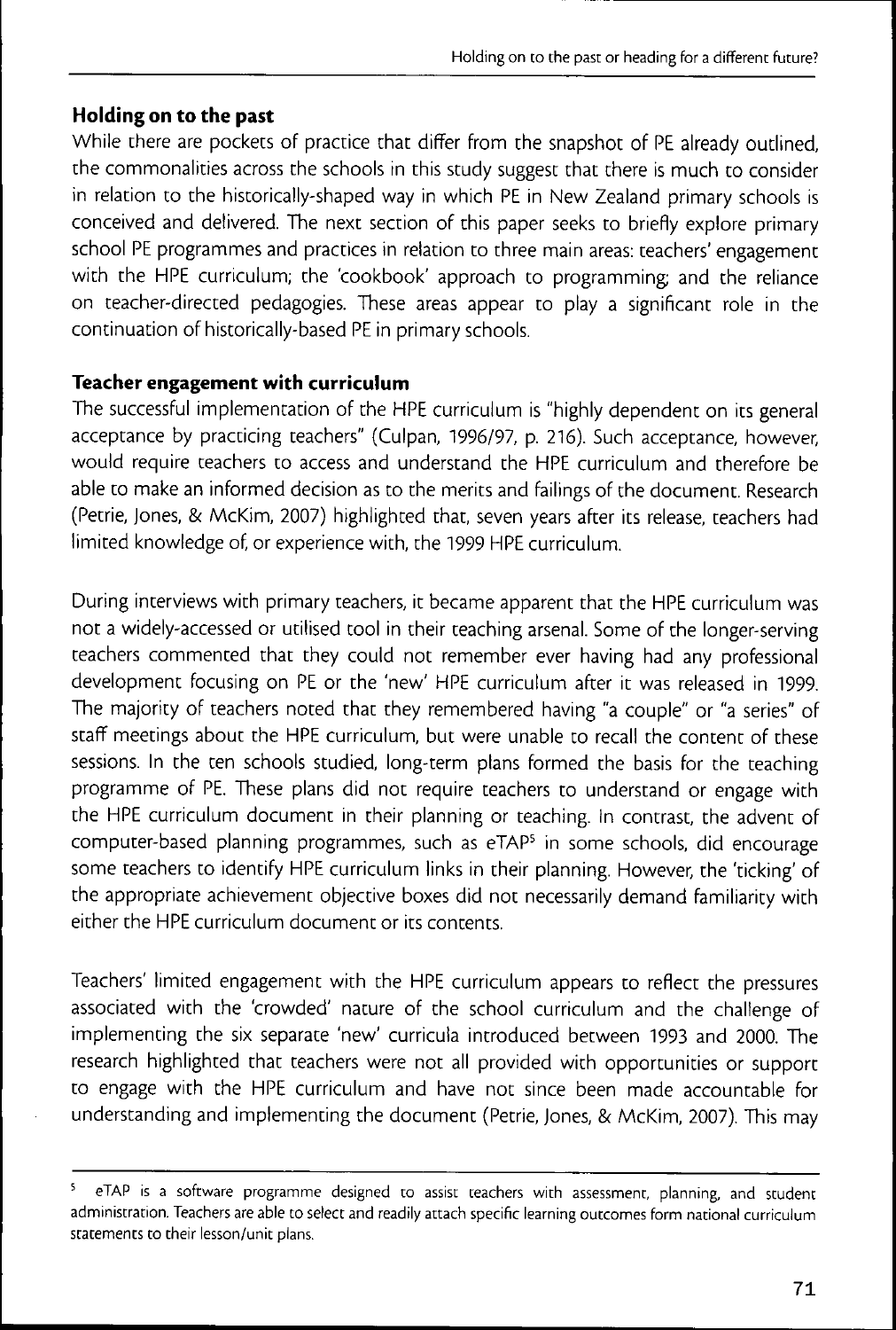## Holding on to the past

While there are pockets of practice that differ from the snapshot of PE already outlined, the commonalities across the schools in this study suggest that there is much to consider in relation to the historically-shaped way in which PE in New Zealand primary schools is conceived and delivered. The next section of this paper seeks to briefly explore primary school PE programmes and practices in relation to three main areas: teachers' engagement with the HPE curriculum; the 'cookbook' approach to programming; and the reliance on teacher-directed pedagogies. These areas appear to play a significant role in the continuation of historically-based PE in primary schools.

## Teacher engagement with curriculum

The successful implementation of the HPE curriculum is "highly dependent on its general acceptance by practicing teachers" (Culpan, 1996/97, p. 216). Such acceptance, however, would require teachers to access and understand the HPE curriculum and therefore be able to make an informed decision as to the merits and failings of the document. Research (Petrie, Jones, & McKim, 2007) highlighted that, seven years after its release, teachers had limited knowledge of, or experience with, the 1999 HPE curriculum.

During interviews with primary teachers, it became apparent that the HPE curriculum was not a widely-accessed or utilised tool in their teaching arsenal. Some of the longer-serving teachers commented that they could not remember ever having had any professional development focusing on PE or the 'new' HPE curriculum after it was released in 1999. The majority of teachers noted that they remembered having "a couple" or "a series" of staff meetings about the HPE curriculum, but were unable to recall the content of these sessions. In the ten schools studied, long-term plans formed the basis for the teaching programme of PE. These plans did not require teachers to understand or engage with the HPE curriculum document in their planning or teaching. In contrast, the advent of computer-based planning programmes, such as eTAP[5] in some schools, did encourage some teachers to identify HPE curriculum links in their planning. However, the 'ticking' of the appropriate achievement objective boxes did not necessarily demand familiarity with either the HPE curriculum document or its contents.

Teachers' limited engagement with the HPE curriculum appears to reflect the pressures associated with the 'crowded' nature of the school curriculum and the challenge of implementing the six separate 'new' curricula introduced between 1993 and 2000. The research highlighted that teachers were not all provided with opportunities or support to engage with the HPE curriculum and have not since been made accountable for understanding and implementing the document (Petrie, Jones, & McKim, 2007). This may

---

[5] eTAP is a software programme designed to assist teachers with assessment, planning, and student administration. Teachers are able to select and readily attach specific learning outcomes form national curriculum statements to their lesson/unit plans.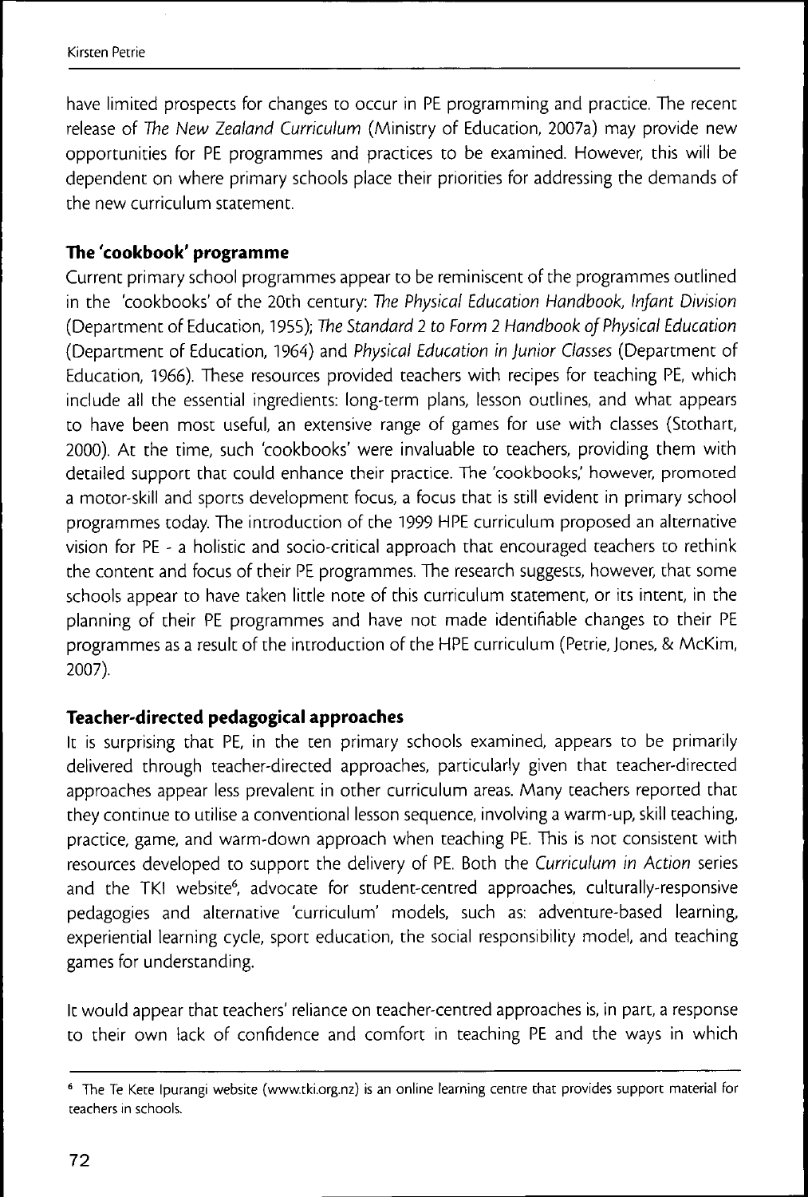have limited prospects for changes to occur in PE programming and practice. The recent release of *The New Zealand Curriculum* (Ministry of Education, 2007a) may provide new opportunities for PE programmes and practices to be examined. However, this will be dependent on where primary schools place their priorities for addressing the demands of the new curriculum statement.

### The 'cookbook' programme

Current primary school programmes appear to be reminiscent of the programmes outlined in the 'cookbooks' of the 20th century: *The Physical Education Handbook, Infant Division* (Department of Education, 1955); *The Standard 2 to Form 2 Handbook of Physical Education* (Department of Education, 1964) and *Physical Education in Junior Classes* (Department of Education, 1966). These resources provided teachers with recipes for teaching PE, which include all the essential ingredients: long-term plans, lesson outlines, and what appears to have been most useful, an extensive range of games for use with classes (Stothart, 2000). At the time, such 'cookbooks' were invaluable to teachers, providing them with detailed support that could enhance their practice. The 'cookbooks,' however, promoted a motor-skill and sports development focus, a focus that is still evident in primary school programmes today. The introduction of the 1999 HPE curriculum proposed an alternative vision for PE - a holistic and socio-critical approach that encouraged teachers to rethink the content and focus of their PE programmes. The research suggests, however, that some schools appear to have taken little note of this curriculum statement, or its intent, in the planning of their PE programmes and have not made identifiable changes to their PE programmes as a result of the introduction of the HPE curriculum (Petrie, Jones, & McKim, 2007).

### Teacher-directed pedagogical approaches

It is surprising that PE, in the ten primary schools examined, appears to be primarily delivered through teacher-directed approaches, particularly given that teacher-directed approaches appear less prevalent in other curriculum areas. Many teachers reported that they continue to utilise a conventional lesson sequence, involving a warm-up, skill teaching, practice, game, and warm-down approach when teaching PE. This is not consistent with resources developed to support the delivery of PE. Both the *Curriculum in Action* series and the TKI website[6], advocate for student-centred approaches, culturally-responsive pedagogies and alternative 'curriculum' models, such as: adventure-based learning, experiential learning cycle, sport education, the social responsibility model, and teaching games for understanding.

It would appear that teachers' reliance on teacher-centred approaches is, in part, a response to their own lack of confidence and comfort in teaching PE and the ways in which

[6] The Te Kete Ipurangi website (www.tki.org.nz) is an online learning centre that provides support material for teachers in schools.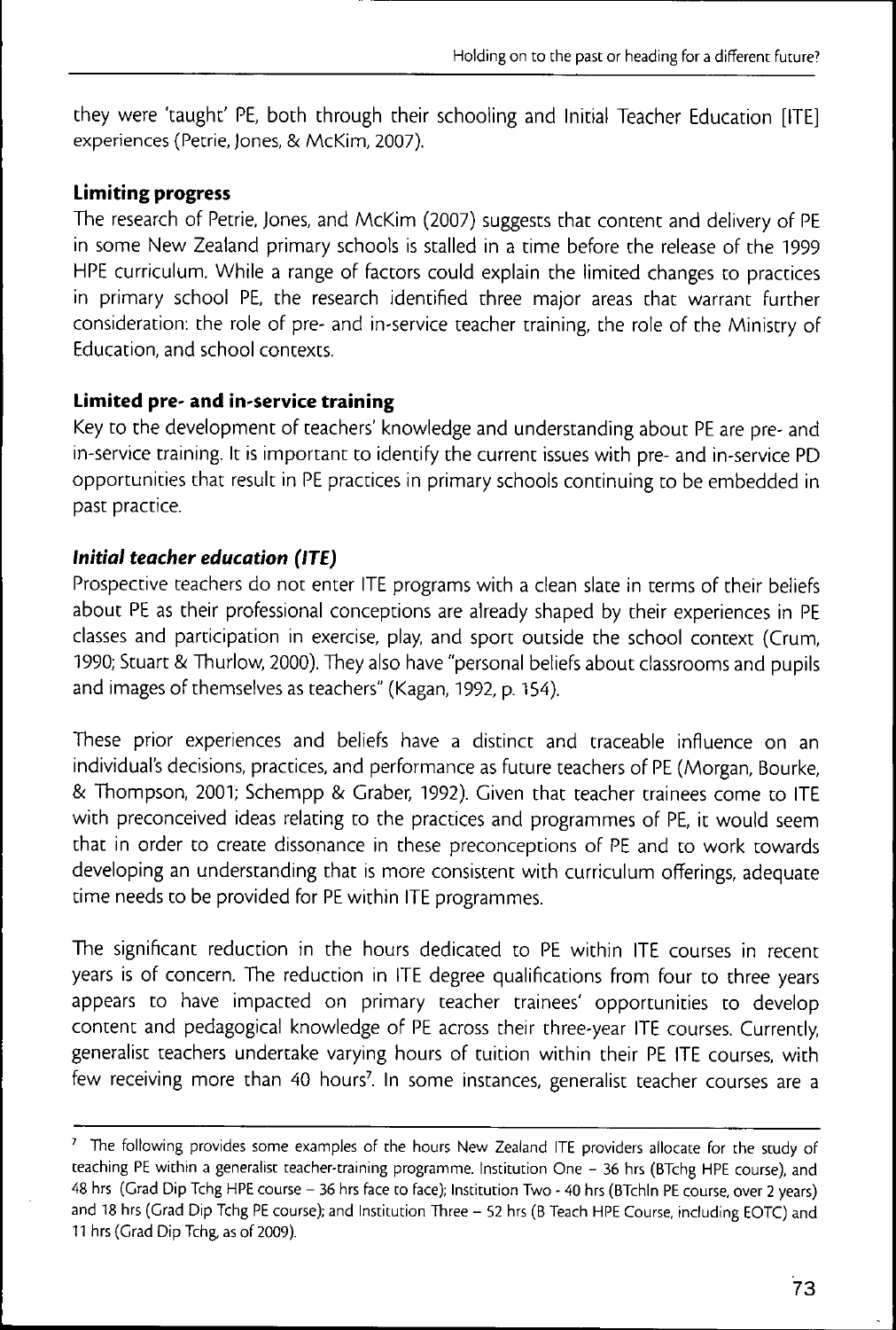they were 'taught' PE, both through their schooling and Initial Teacher Education [ITE] experiences (Petrie, Jones, & McKim, 2007).

### Limiting progress

The research of Petrie, Jones, and McKim (2007) suggests that content and delivery of PE in some New Zealand primary schools is stalled in a time before the release of the 1999 HPE curriculum. While a range of factors could explain the limited changes to practices in primary school PE, the research identified three major areas that warrant further consideration: the role of pre- and in-service teacher training, the role of the Ministry of Education, and school contexts.

### Limited pre- and in-service training

Key to the development of teachers' knowledge and understanding about PE are pre- and in-service training. It is important to identify the current issues with pre- and in-service PD opportunities that result in PE practices in primary schools continuing to be embedded in past practice.

#### *Initial teacher education (ITE)*

Prospective teachers do not enter ITE programs with a clean slate in terms of their beliefs about PE as their professional conceptions are already shaped by their experiences in PE classes and participation in exercise, play, and sport outside the school context (Crum, 1990; Stuart & Thurlow, 2000). They also have "personal beliefs about classrooms and pupils and images of themselves as teachers" (Kagan, 1992, p. 154).

These prior experiences and beliefs have a distinct and traceable influence on an individual's decisions, practices, and performance as future teachers of PE (Morgan, Bourke, & Thompson, 2001; Schempp & Graber, 1992). Given that teacher trainees come to ITE with preconceived ideas relating to the practices and programmes of PE, it would seem that in order to create dissonance in these preconceptions of PE and to work towards developing an understanding that is more consistent with curriculum offerings, adequate time needs to be provided for PE within ITE programmes.

The significant reduction in the hours dedicated to PE within ITE courses in recent years is of concern. The reduction in ITE degree qualifications from four to three years appears to have impacted on primary teacher trainees' opportunities to develop content and pedagogical knowledge of PE across their three-year ITE courses. Currently, generalist teachers undertake varying hours of tuition within their PE ITE courses, with few receiving more than 40 hours[7]. In some instances, generalist teacher courses are a

[7] The following provides some examples of the hours New Zealand ITE providers allocate for the study of teaching PE within a generalist teacher-training programme. Institution One – 36 hrs (BTchg HPE course), and 48 hrs (Grad Dip Tchg HPE course – 36 hrs face to face); Institution Two - 40 hrs (BTchln PE course, over 2 years) and 18 hrs (Grad Dip Tchg PE course); and Institution Three – 52 hrs (B Teach HPE Course, including EOTC) and 11 hrs (Grad Dip Tchg, as of 2009).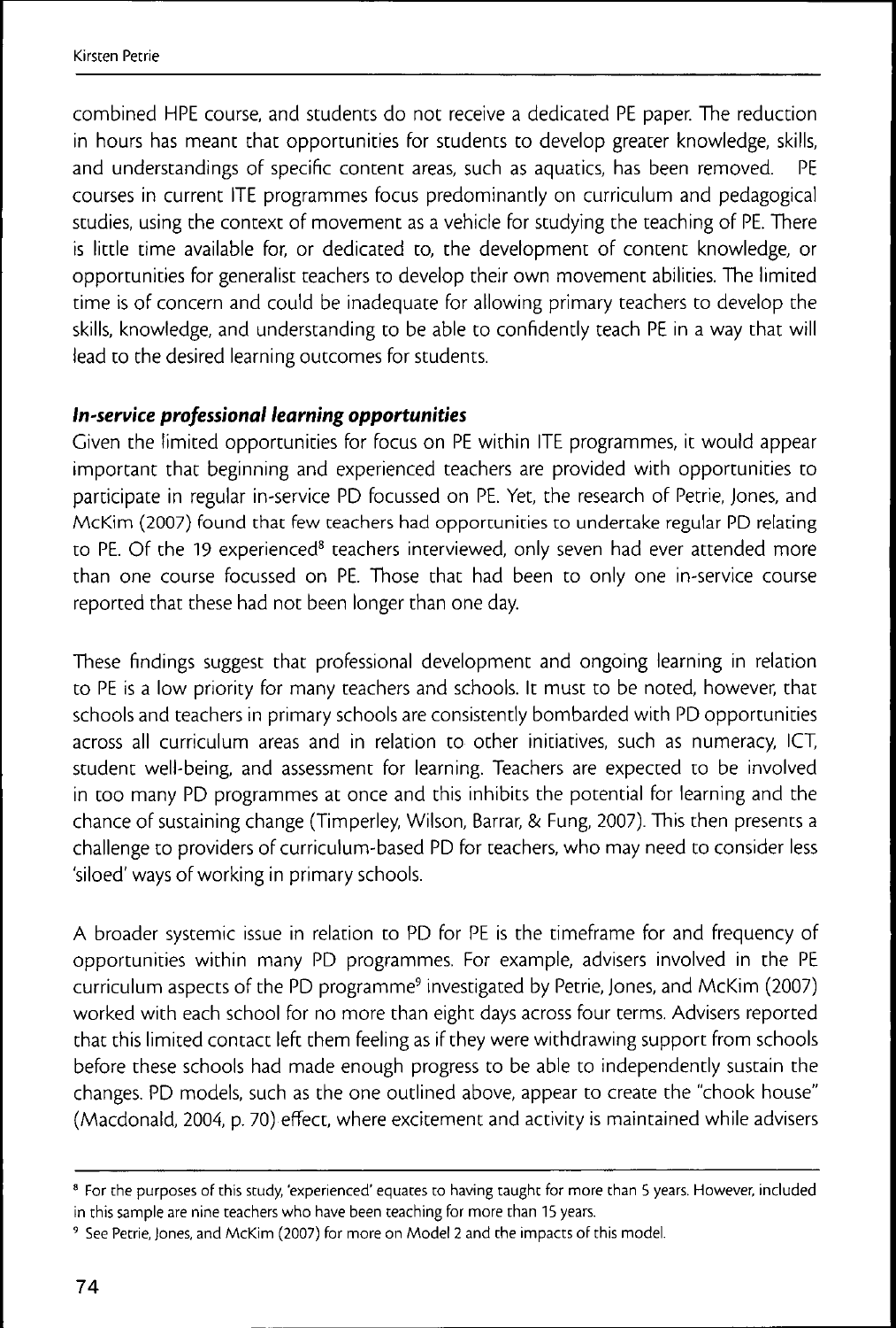combined HPE course, and students do not receive a dedicated PE paper. The reduction in hours has meant that opportunities for students to develop greater knowledge, skills, and understandings of specific content areas, such as aquatics, has been removed. PE courses in current ITE programmes focus predominantly on curriculum and pedagogical studies, using the context of movement as a vehicle for studying the teaching of PE. There is little time available for, or dedicated to, the development of content knowledge, or opportunities for generalist teachers to develop their own movement abilities. The limited time is of concern and could be inadequate for allowing primary teachers to develop the skills, knowledge, and understanding to be able to confidently teach PE in a way that will lead to the desired learning outcomes for students.

### *In-service professional learning opportunities*

Given the limited opportunities for focus on PE within ITE programmes, it would appear important that beginning and experienced teachers are provided with opportunities to participate in regular in-service PD focussed on PE. Yet, the research of Petrie, Jones, and McKim (2007) found that few teachers had opportunities to undertake regular PD relating to PE. Of the 19 experienced[8] teachers interviewed, only seven had ever attended more than one course focussed on PE. Those that had been to only one in-service course reported that these had not been longer than one day.

These findings suggest that professional development and ongoing learning in relation to PE is a low priority for many teachers and schools. It must to be noted, however, that schools and teachers in primary schools are consistently bombarded with PD opportunities across all curriculum areas and in relation to other initiatives, such as numeracy, ICT, student well-being, and assessment for learning. Teachers are expected to be involved in too many PD programmes at once and this inhibits the potential for learning and the chance of sustaining change (Timperley, Wilson, Barrar, & Fung, 2007). This then presents a challenge to providers of curriculum-based PD for teachers, who may need to consider less 'siloed' ways of working in primary schools.

A broader systemic issue in relation to PD for PE is the timeframe for and frequency of opportunities within many PD programmes. For example, advisers involved in the PE curriculum aspects of the PD programme[9] investigated by Petrie, Jones, and McKim (2007) worked with each school for no more than eight days across four terms. Advisers reported that this limited contact left them feeling as if they were withdrawing support from schools before these schools had made enough progress to be able to independently sustain the changes. PD models, such as the one outlined above, appear to create the "chook house" (Macdonald, 2004, p. 70) effect, where excitement and activity is maintained while advisers

[8] For the purposes of this study, 'experienced' equates to having taught for more than 5 years. However, included in this sample are nine teachers who have been teaching for more than 15 years.

[9] See Petrie, Jones, and McKim (2007) for more on Model 2 and the impacts of this model.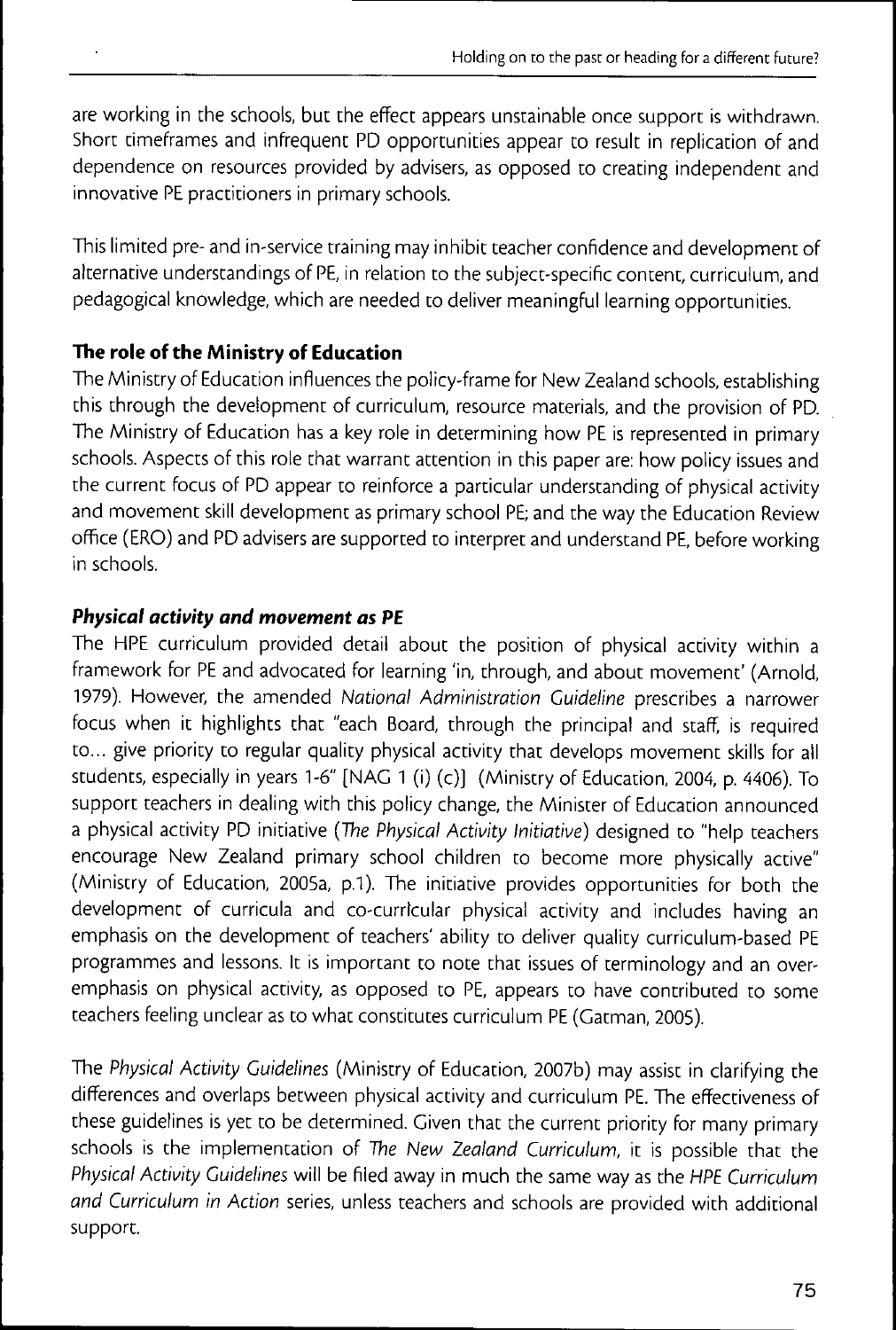are working in the schools, but the effect appears unstainable once support is withdrawn. Short timeframes and infrequent PD opportunities appear to result in replication of and dependence on resources provided by advisers, as opposed to creating independent and innovative PE practitioners in primary schools.

This limited pre- and in-service training may inhibit teacher confidence and development of alternative understandings of PE, in relation to the subject-specific content, curriculum, and pedagogical knowledge, which are needed to deliver meaningful learning opportunities.

**The role of the Ministry of Education**

The Ministry of Education influences the policy-frame for New Zealand schools, establishing this through the development of curriculum, resource materials, and the provision of PD. The Ministry of Education has a key role in determining how PE is represented in primary schools. Aspects of this role that warrant attention in this paper are: how policy issues and the current focus of PD appear to reinforce a particular understanding of physical activity and movement skill development as primary school PE; and the way the Education Review office (ERO) and PD advisers are supported to interpret and understand PE, before working in schools.

***Physical activity and movement as PE***

The HPE curriculum provided detail about the position of physical activity within a framework for PE and advocated for learning 'in, through, and about movement' (Arnold, 1979). However, the amended *National Administration Guideline* prescribes a narrower focus when it highlights that "each Board, through the principal and staff, is required to... give priority to regular quality physical activity that develops movement skills for all students, especially in years 1-6" [NAG 1 (i) (c)] (Ministry of Education, 2004, p. 4406). To support teachers in dealing with this policy change, the Minister of Education announced a physical activity PD initiative (*The Physical Activity Initiative*) designed to "help teachers encourage New Zealand primary school children to become more physically active" (Ministry of Education, 2005a, p.1). The initiative provides opportunities for both the development of curricula and co-curricular physical activity and includes having an emphasis on the development of teachers' ability to deliver quality curriculum-based PE programmes and lessons. It is important to note that issues of terminology and an over-emphasis on physical activity, as opposed to PE, appears to have contributed to some teachers feeling unclear as to what constitutes curriculum PE (Gatman, 2005).

The *Physical Activity Guidelines* (Ministry of Education, 2007b) may assist in clarifying the differences and overlaps between physical activity and curriculum PE. The effectiveness of these guidelines is yet to be determined. Given that the current priority for many primary schools is the implementation of *The New Zealand Curriculum*, it is possible that the *Physical Activity Guidelines* will be filed away in much the same way as the *HPE Curriculum and Curriculum in Action* series, unless teachers and schools are provided with additional support.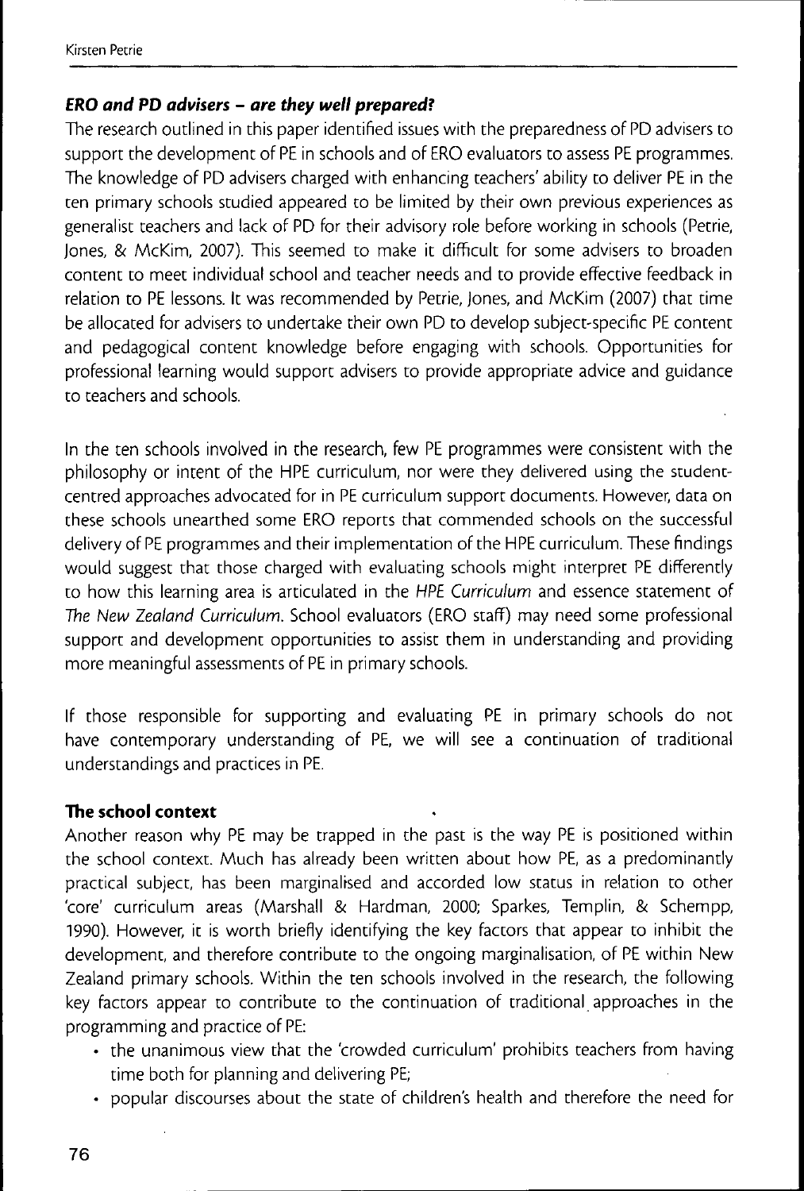### *ERO and PD advisers – are they well prepared?*

The research outlined in this paper identified issues with the preparedness of PD advisers to support the development of PE in schools and of ERO evaluators to assess PE programmes. The knowledge of PD advisers charged with enhancing teachers' ability to deliver PE in the ten primary schools studied appeared to be limited by their own previous experiences as generalist teachers and lack of PD for their advisory role before working in schools (Petrie, Jones, & McKim, 2007). This seemed to make it difficult for some advisers to broaden content to meet individual school and teacher needs and to provide effective feedback in relation to PE lessons. It was recommended by Petrie, Jones, and McKim (2007) that time be allocated for advisers to undertake their own PD to develop subject-specific PE content and pedagogical content knowledge before engaging with schools. Opportunities for professional learning would support advisers to provide appropriate advice and guidance to teachers and schools.

In the ten schools involved in the research, few PE programmes were consistent with the philosophy or intent of the HPE curriculum, nor were they delivered using the student-centred approaches advocated for in PE curriculum support documents. However, data on these schools unearthed some ERO reports that commended schools on the successful delivery of PE programmes and their implementation of the HPE curriculum. These findings would suggest that those charged with evaluating schools might interpret PE differently to how this learning area is articulated in the *HPE Curriculum* and essence statement of *The New Zealand Curriculum*. School evaluators (ERO staff) may need some professional support and development opportunities to assist them in understanding and providing more meaningful assessments of PE in primary schools.

If those responsible for supporting and evaluating PE in primary schools do not have contemporary understanding of PE, we will see a continuation of traditional understandings and practices in PE.

### The school context

Another reason why PE may be trapped in the past is the way PE is positioned within the school context. Much has already been written about how PE, as a predominantly practical subject, has been marginalised and accorded low status in relation to other 'core' curriculum areas (Marshall & Hardman, 2000; Sparkes, Templin, & Schempp, 1990). However, it is worth briefly identifying the key factors that appear to inhibit the development, and therefore contribute to the ongoing marginalisation, of PE within New Zealand primary schools. Within the ten schools involved in the research, the following key factors appear to contribute to the continuation of traditional approaches in the programming and practice of PE:

- the unanimous view that the 'crowded curriculum' prohibits teachers from having time both for planning and delivering PE;
- popular discourses about the state of children's health and therefore the need for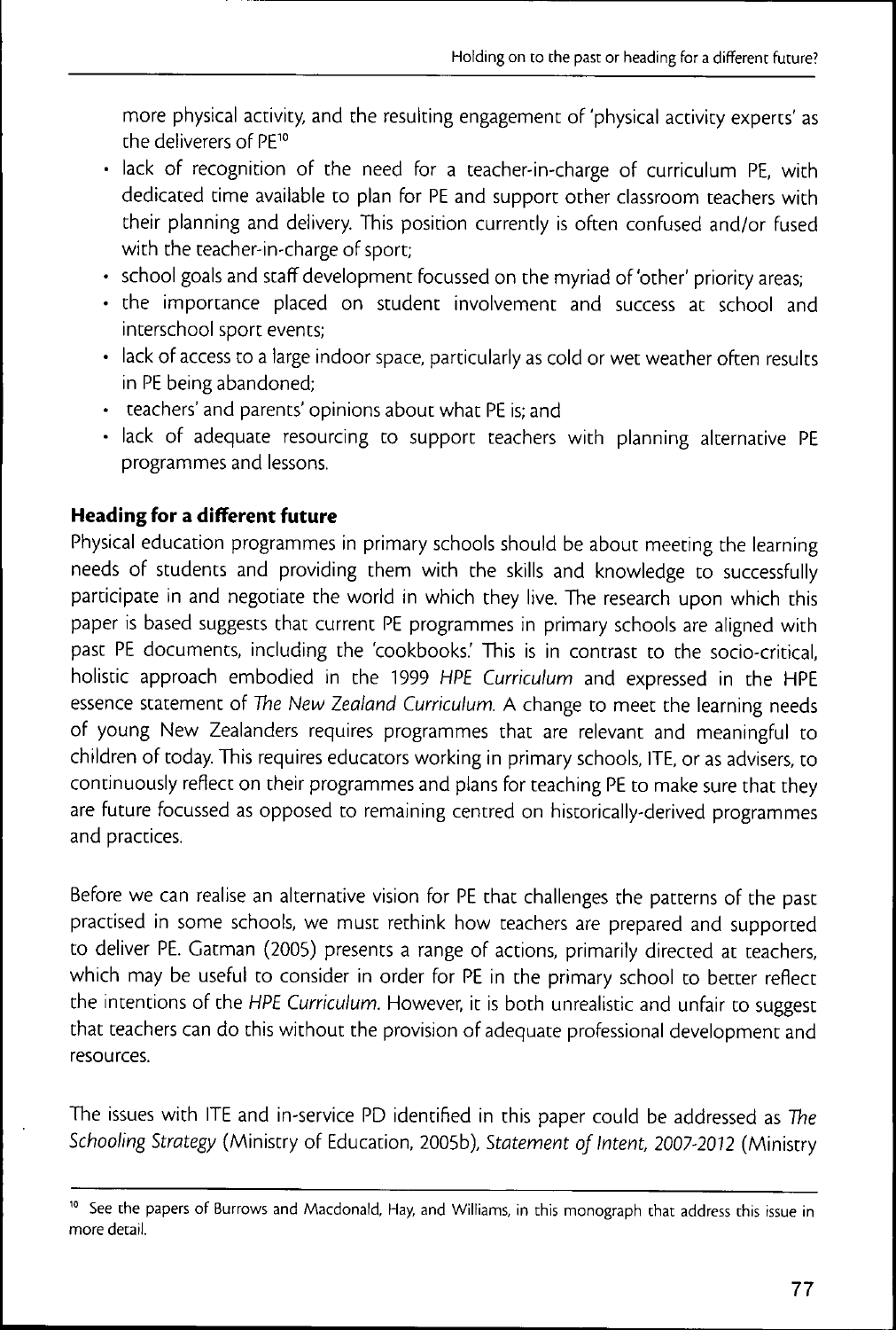more physical activity, and the resulting engagement of 'physical activity experts' as the deliverers of PE[10]

- lack of recognition of the need for a teacher-in-charge of curriculum PE, with dedicated time available to plan for PE and support other classroom teachers with their planning and delivery. This position currently is often confused and/or fused with the teacher-in-charge of sport;
- school goals and staff development focussed on the myriad of 'other' priority areas;
- the importance placed on student involvement and success at school and interschool sport events;
- lack of access to a large indoor space, particularly as cold or wet weather often results in PE being abandoned;
- teachers' and parents' opinions about what PE is; and
- lack of adequate resourcing to support teachers with planning alternative PE programmes and lessons.

## Heading for a different future

Physical education programmes in primary schools should be about meeting the learning needs of students and providing them with the skills and knowledge to successfully participate in and negotiate the world in which they live. The research upon which this paper is based suggests that current PE programmes in primary schools are aligned with past PE documents, including the 'cookbooks.' This is in contrast to the socio-critical, holistic approach embodied in the 1999 *HPE Curriculum* and expressed in the HPE essence statement of *The New Zealand Curriculum*. A change to meet the learning needs of young New Zealanders requires programmes that are relevant and meaningful to children of today. This requires educators working in primary schools, ITE, or as advisers, to continuously reflect on their programmes and plans for teaching PE to make sure that they are future focussed as opposed to remaining centred on historically-derived programmes and practices.

Before we can realise an alternative vision for PE that challenges the patterns of the past practised in some schools, we must rethink how teachers are prepared and supported to deliver PE. Gatman (2005) presents a range of actions, primarily directed at teachers, which may be useful to consider in order for PE in the primary school to better reflect the intentions of the *HPE Curriculum*. However, it is both unrealistic and unfair to suggest that teachers can do this without the provision of adequate professional development and resources.

The issues with ITE and in-service PD identified in this paper could be addressed as *The Schooling Strategy* (Ministry of Education, 2005b), *Statement of Intent, 2007-2012* (Ministry

[10] See the papers of Burrows and Macdonald, Hay, and Williams, in this monograph that address this issue in more detail.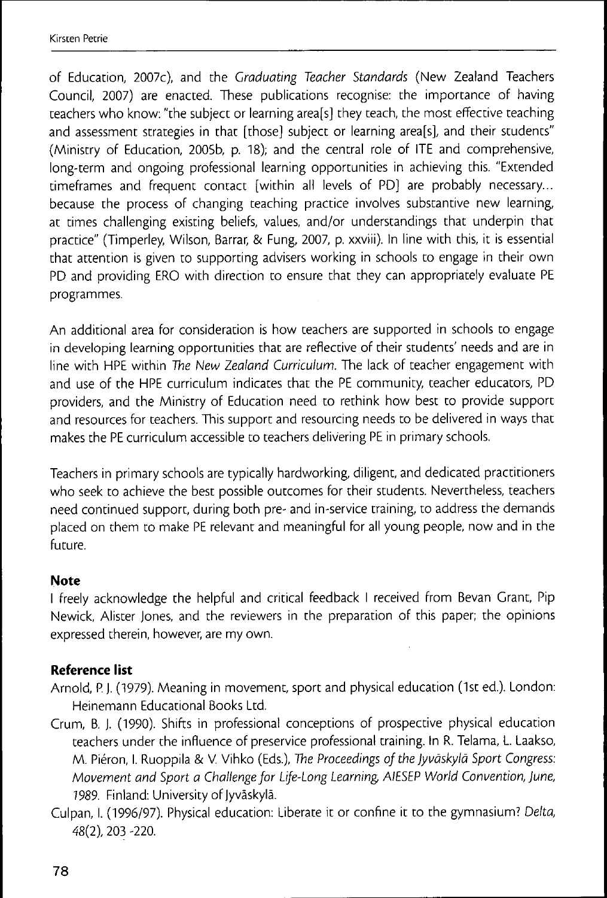of Education, 2007c), and the *Graduating Teacher Standards* (New Zealand Teachers Council, 2007) are enacted. These publications recognise: the importance of having teachers who know: "the subject or learning area[s] they teach, the most effective teaching and assessment strategies in that [those] subject or learning area[s], and their students" (Ministry of Education, 2005b, p. 18); and the central role of ITE and comprehensive, long-term and ongoing professional learning opportunities in achieving this. "Extended timeframes and frequent contact [within all levels of PD] are probably necessary... because the process of changing teaching practice involves substantive new learning, at times challenging existing beliefs, values, and/or understandings that underpin that practice" (Timperley, Wilson, Barrar, & Fung, 2007, p. xxviii). In line with this, it is essential that attention is given to supporting advisers working in schools to engage in their own PD and providing ERO with direction to ensure that they can appropriately evaluate PE programmes.

An additional area for consideration is how teachers are supported in schools to engage in developing learning opportunities that are reflective of their students' needs and are in line with HPE within *The New Zealand Curriculum*. The lack of teacher engagement with and use of the HPE curriculum indicates that the PE community, teacher educators, PD providers, and the Ministry of Education need to rethink how best to provide support and resources for teachers. This support and resourcing needs to be delivered in ways that makes the PE curriculum accessible to teachers delivering PE in primary schools.

Teachers in primary schools are typically hardworking, diligent, and dedicated practitioners who seek to achieve the best possible outcomes for their students. Nevertheless, teachers need continued support, during both pre- and in-service training, to address the demands placed on them to make PE relevant and meaningful for all young people, now and in the future.

### Note

I freely acknowledge the helpful and critical feedback I received from Bevan Grant, Pip Newick, Alister Jones, and the reviewers in the preparation of this paper; the opinions expressed therein, however, are my own.

### Reference list

Arnold, P. J. (1979). Meaning in movement, sport and physical education (1st ed.). London: Heinemann Educational Books Ltd.

Crum, B. J. (1990). Shifts in professional conceptions of prospective physical education teachers under the influence of preservice professional training. In R. Telama, L. Laakso, M. Piéron, I. Ruoppila & V. Vihko (Eds.), *The Proceedings of the Jyväskylä Sport Congress: Movement and Sport a Challenge for Life-Long Learning, AIESEP World Convention, June, 1989*. Finland: University of Jyväskylä.

Culpan, I. (1996/97). Physical education: Liberate it or confine it to the gymnasium? *Delta, 48*(2), 203 -220.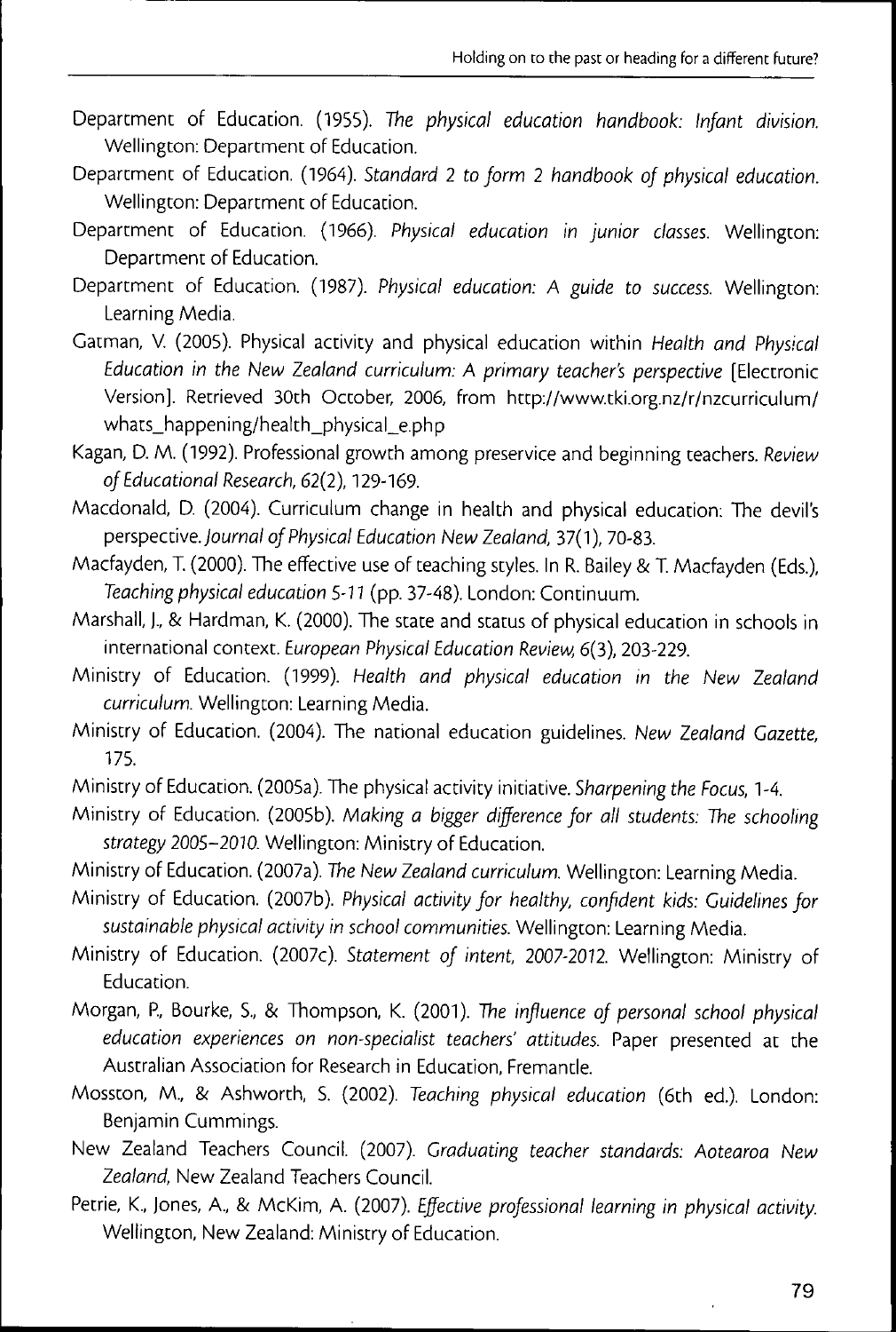Department of Education. (1955). *The physical education handbook: Infant division.* Wellington: Department of Education.

Department of Education. (1964). *Standard 2 to form 2 handbook of physical education.* Wellington: Department of Education.

Department of Education. (1966). *Physical education in junior classes.* Wellington: Department of Education.

Department of Education. (1987). *Physical education: A guide to success.* Wellington: Learning Media.

Gatman, V. (2005). Physical activity and physical education within *Health and Physical Education in the New Zealand curriculum: A primary teacher's perspective* [Electronic Version]. Retrieved 30th October, 2006, from http://www.tki.org.nz/r/nzcurriculum/whats_happening/health_physical_e.php

Kagan, D. M. (1992). Professional growth among preservice and beginning teachers. *Review of Educational Research, 62*(2), 129-169.

Macdonald, D. (2004). Curriculum change in health and physical education: The devil's perspective. *Journal of Physical Education New Zealand,* 37(1), 70-83.

Macfayden, T. (2000). The effective use of teaching styles. In R. Bailey & T. Macfayden (Eds.), *Teaching physical education 5-11* (pp. 37-48). London: Continuum.

Marshall, J., & Hardman, K. (2000). The state and status of physical education in schools in international context. *European Physical Education Review,* 6(3), 203-229.

Ministry of Education. (1999). *Health and physical education in the New Zealand curriculum.* Wellington: Learning Media.

Ministry of Education. (2004). The national education guidelines. *New Zealand Gazette,* 175.

Ministry of Education. (2005a). The physical activity initiative. *Sharpening the Focus,* 1-4.

Ministry of Education. (2005b). *Making a bigger difference for all students: The schooling strategy 2005–2010.* Wellington: Ministry of Education.

Ministry of Education. (2007a). *The New Zealand curriculum.* Wellington: Learning Media.

Ministry of Education. (2007b). *Physical activity for healthy, confident kids: Guidelines for sustainable physical activity in school communities.* Wellington: Learning Media.

Ministry of Education. (2007c). *Statement of intent, 2007-2012.* Wellington: Ministry of Education.

Morgan, P., Bourke, S., & Thompson, K. (2001). *The influence of personal school physical education experiences on non-specialist teachers' attitudes.* Paper presented at the Australian Association for Research in Education, Fremantle.

Mosston, M., & Ashworth, S. (2002). *Teaching physical education* (6th ed.). London: Benjamin Cummings.

New Zealand Teachers Council. (2007). *Graduating teacher standards: Aotearoa New Zealand,* New Zealand Teachers Council.

Petrie, K., Jones, A., & McKim, A. (2007). *Effective professional learning in physical activity.* Wellington, New Zealand: Ministry of Education.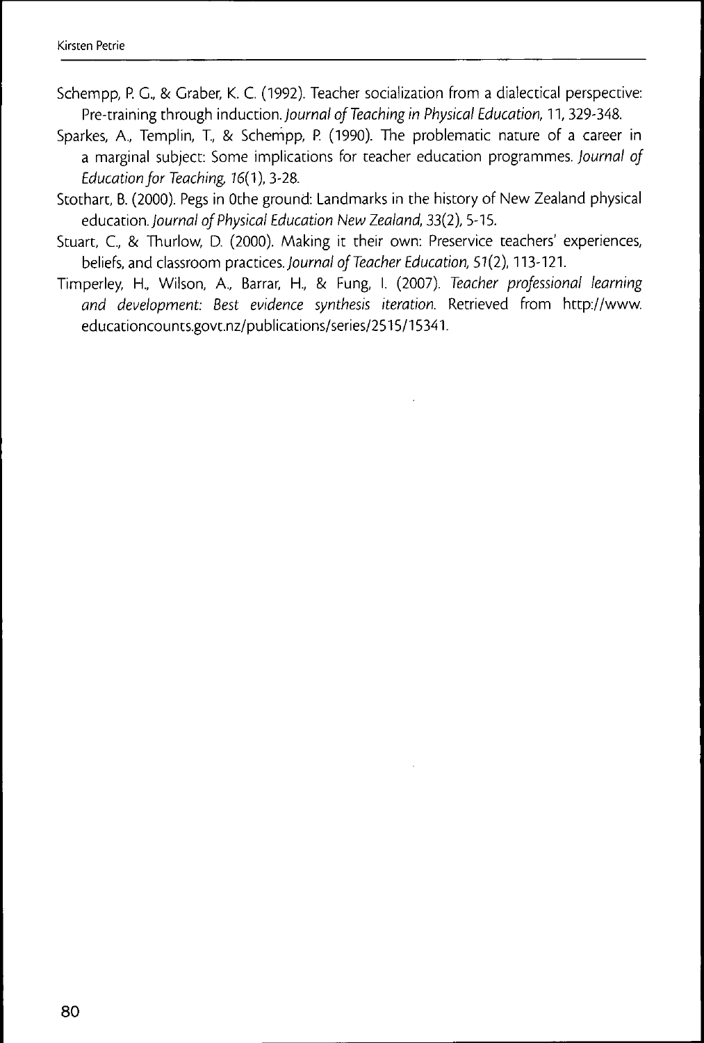Schempp, P. G., & Graber, K. C. (1992). Teacher socialization from a dialectical perspective: Pre-training through induction. *Journal of Teaching in Physical Education*, 11, 329-348.

Sparkes, A., Templin, T., & Schempp, P. (1990). The problematic nature of a career in a marginal subject: Some implications for teacher education programmes. *Journal of Education for Teaching*, *16*(1), 3-28.

Stothart, B. (2000). Pegs in 0the ground: Landmarks in the history of New Zealand physical education. *Journal of Physical Education New Zealand*, 33(2), 5-15.

Stuart, C., & Thurlow, D. (2000). Making it their own: Preservice teachers' experiences, beliefs, and classroom practices. *Journal of Teacher Education*, 51(2), 113-121.

Timperley, H., Wilson, A., Barrar, H., & Fung, I. (2007). *Teacher professional learning and development: Best evidence synthesis iteration.* Retrieved from http://www.educationcounts.govt.nz/publications/series/2515/15341.